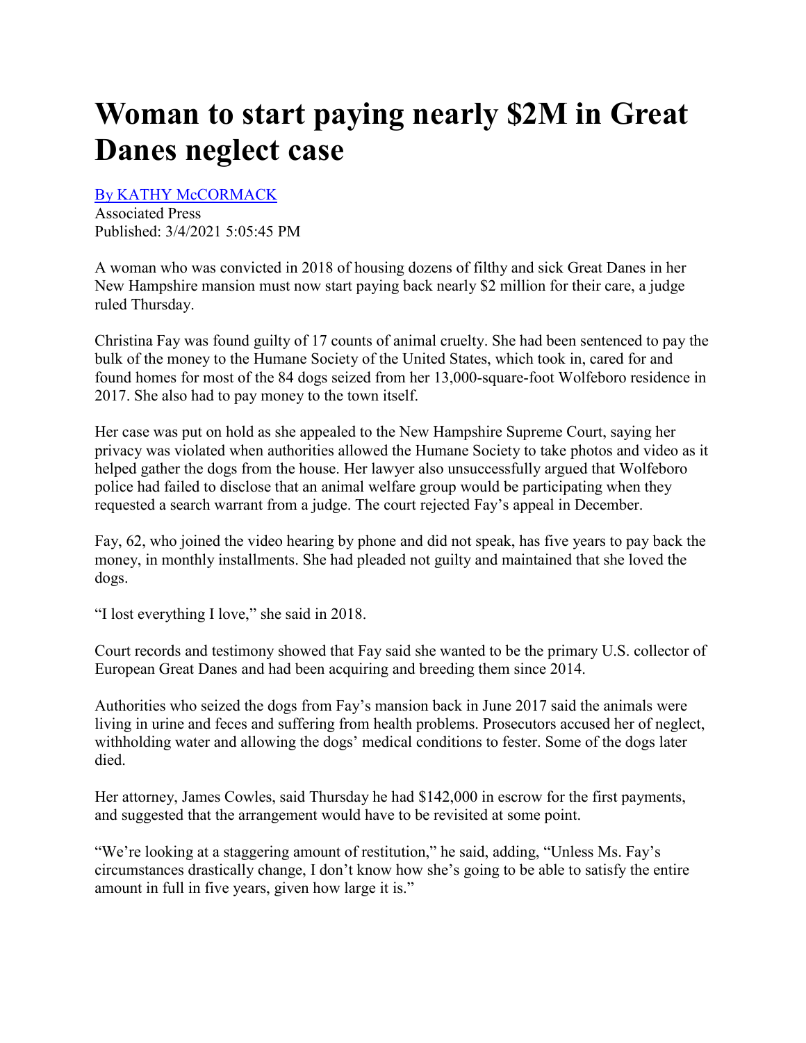# Woman to start paying nearly $2M in Great Danes neglect case

[By KATHY McCORMACK]

Associated Press
Published: 3/4/2021 5:05:45 PM

A woman who was convicted in 2018 of housing dozens of filthy and sick Great Danes in her New Hampshire mansion must now start paying back nearly $2 million for their care, a judge ruled Thursday.

Christina Fay was found guilty of 17 counts of animal cruelty. She had been sentenced to pay the bulk of the money to the Humane Society of the United States, which took in, cared for and found homes for most of the 84 dogs seized from her 13,000-square-foot Wolfeboro residence in 2017. She also had to pay money to the town itself.

Her case was put on hold as she appealed to the New Hampshire Supreme Court, saying her privacy was violated when authorities allowed the Humane Society to take photos and video as it helped gather the dogs from the house. Her lawyer also unsuccessfully argued that Wolfeboro police had failed to disclose that an animal welfare group would be participating when they requested a search warrant from a judge. The court rejected Fay's appeal in December.

Fay, 62, who joined the video hearing by phone and did not speak, has five years to pay back the money, in monthly installments. She had pleaded not guilty and maintained that she loved the dogs.

"I lost everything I love," she said in 2018.

Court records and testimony showed that Fay said she wanted to be the primary U.S. collector of European Great Danes and had been acquiring and breeding them since 2014.

Authorities who seized the dogs from Fay's mansion back in June 2017 said the animals were living in urine and feces and suffering from health problems. Prosecutors accused her of neglect, withholding water and allowing the dogs' medical conditions to fester. Some of the dogs later died.

Her attorney, James Cowles, said Thursday he had $142,000 in escrow for the first payments, and suggested that the arrangement would have to be revisited at some point.

"We're looking at a staggering amount of restitution," he said, adding, "Unless Ms. Fay's circumstances drastically change, I don't know how she's going to be able to satisfy the entire amount in full in five years, given how large it is."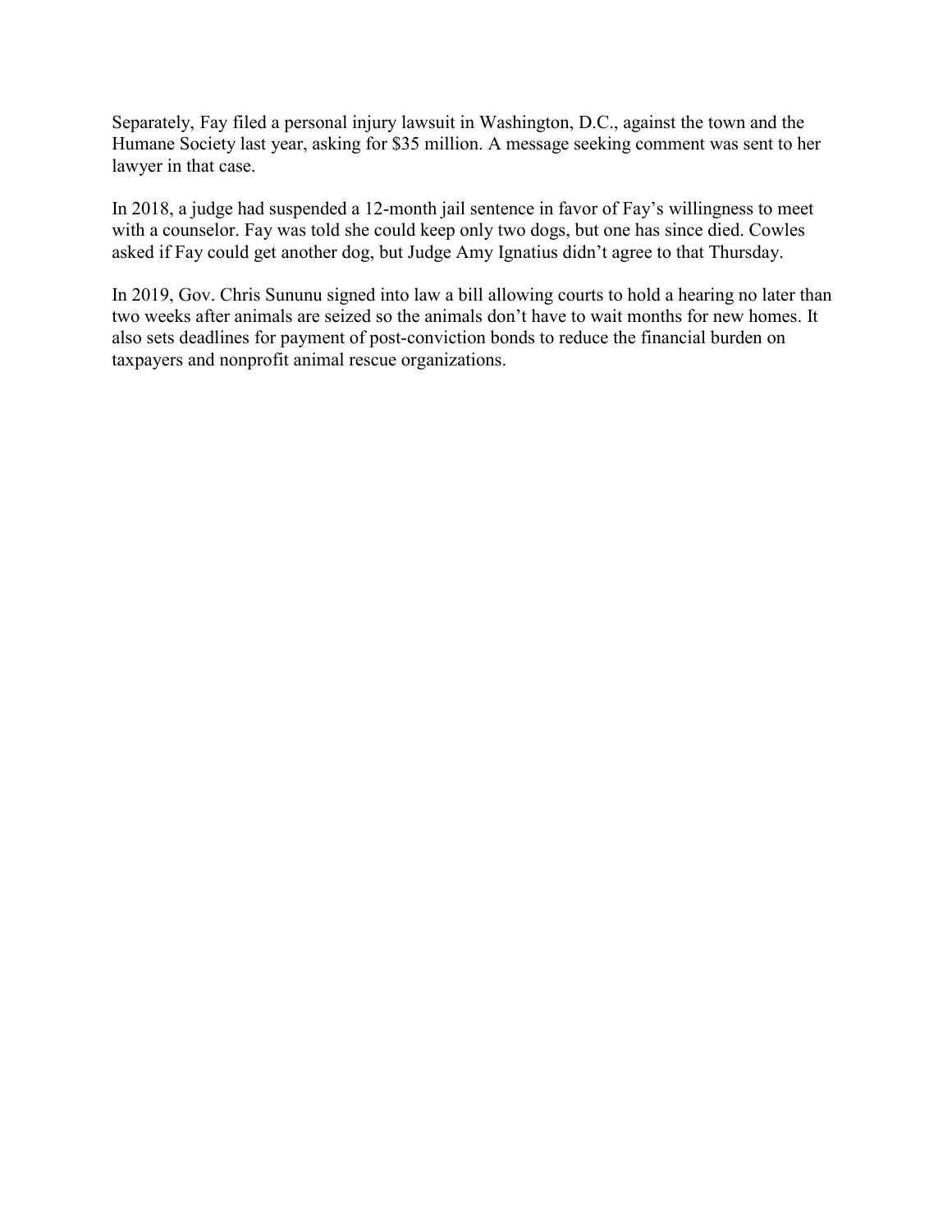Separately, Fay filed a personal injury lawsuit in Washington, D.C., against the town and the Humane Society last year, asking for $35 million. A message seeking comment was sent to her lawyer in that case.

In 2018, a judge had suspended a 12-month jail sentence in favor of Fay's willingness to meet with a counselor. Fay was told she could keep only two dogs, but one has since died. Cowles asked if Fay could get another dog, but Judge Amy Ignatius didn't agree to that Thursday.

In 2019, Gov. Chris Sununu signed into law a bill allowing courts to hold a hearing no later than two weeks after animals are seized so the animals don't have to wait months for new homes. It also sets deadlines for payment of post-conviction bonds to reduce the financial burden on taxpayers and nonprofit animal rescue organizations.